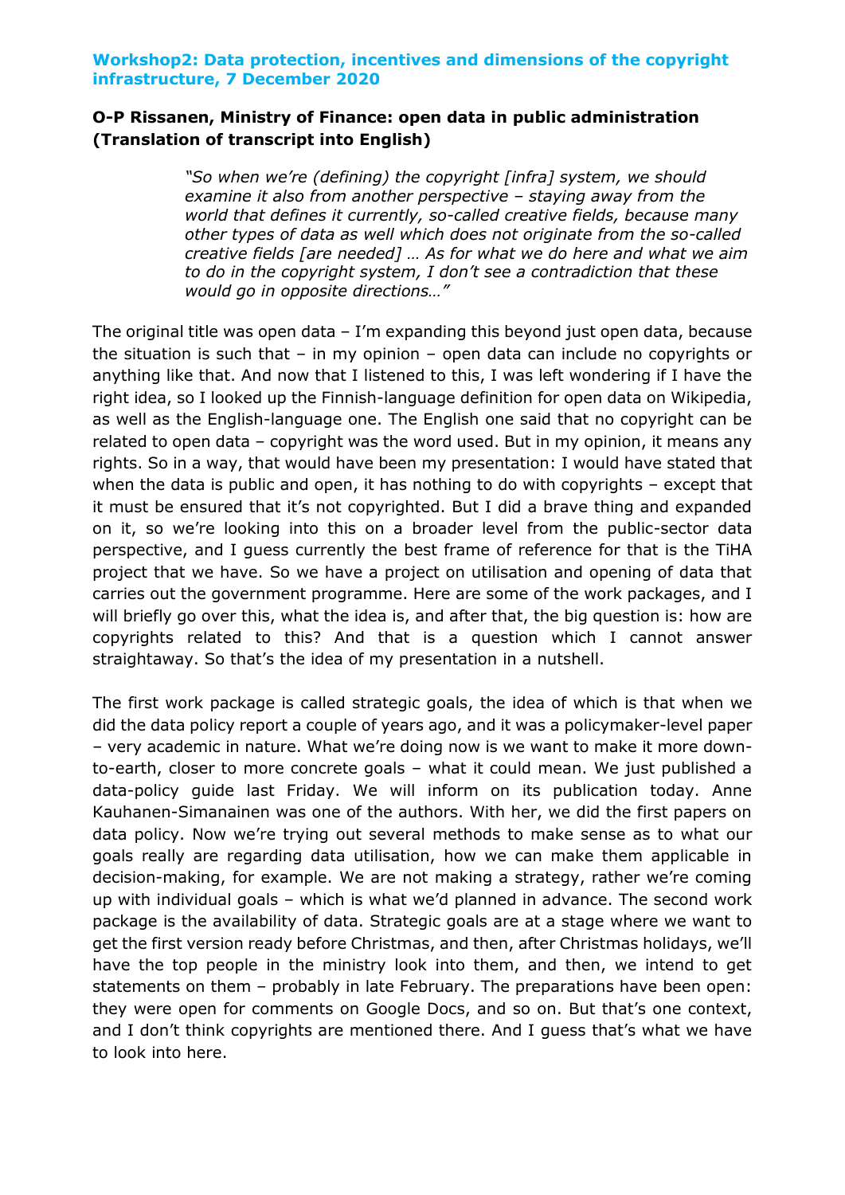**Workshop2: Data protection, incentives and dimensions of the copyright infrastructure, 7 December 2020**

**O-P Rissanen, Ministry of Finance: open data in public administration (Translation of transcript into English)**

> *"So when we're (defining) the copyright [infra] system, we should examine it also from another perspective – staying away from the world that defines it currently, so-called creative fields, because many other types of data as well which does not originate from the so-called creative fields [are needed] … As for what we do here and what we aim to do in the copyright system, I don't see a contradiction that these would go in opposite directions…"*

The original title was open data – I'm expanding this beyond just open data, because the situation is such that – in my opinion – open data can include no copyrights or anything like that. And now that I listened to this, I was left wondering if I have the right idea, so I looked up the Finnish-language definition for open data on Wikipedia, as well as the English-language one. The English one said that no copyright can be related to open data – copyright was the word used. But in my opinion, it means any rights. So in a way, that would have been my presentation: I would have stated that when the data is public and open, it has nothing to do with copyrights – except that it must be ensured that it's not copyrighted. But I did a brave thing and expanded on it, so we're looking into this on a broader level from the public-sector data perspective, and I guess currently the best frame of reference for that is the TiHA project that we have. So we have a project on utilisation and opening of data that carries out the government programme. Here are some of the work packages, and I will briefly go over this, what the idea is, and after that, the big question is: how are copyrights related to this? And that is a question which I cannot answer straightaway. So that's the idea of my presentation in a nutshell.

The first work package is called strategic goals, the idea of which is that when we did the data policy report a couple of years ago, and it was a policymaker-level paper – very academic in nature. What we're doing now is we want to make it more down-to-earth, closer to more concrete goals – what it could mean. We just published a data-policy guide last Friday. We will inform on its publication today. Anne Kauhanen-Simanainen was one of the authors. With her, we did the first papers on data policy. Now we're trying out several methods to make sense as to what our goals really are regarding data utilisation, how we can make them applicable in decision-making, for example. We are not making a strategy, rather we're coming up with individual goals – which is what we'd planned in advance. The second work package is the availability of data. Strategic goals are at a stage where we want to get the first version ready before Christmas, and then, after Christmas holidays, we'll have the top people in the ministry look into them, and then, we intend to get statements on them – probably in late February. The preparations have been open: they were open for comments on Google Docs, and so on. But that's one context, and I don't think copyrights are mentioned there. And I guess that's what we have to look into here.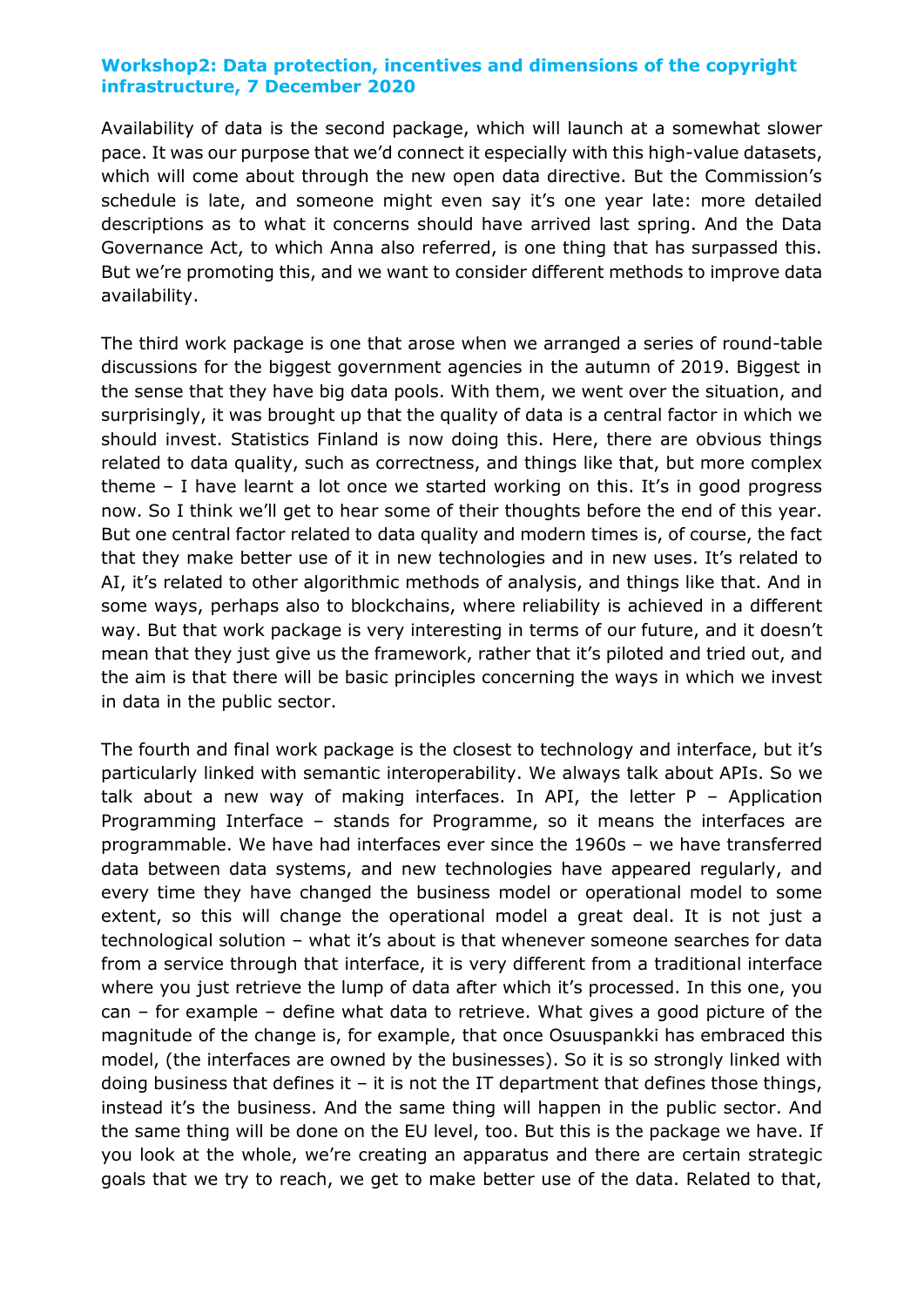**Workshop2: Data protection, incentives and dimensions of the copyright infrastructure, 7 December 2020**

Availability of data is the second package, which will launch at a somewhat slower pace. It was our purpose that we'd connect it especially with this high-value datasets, which will come about through the new open data directive. But the Commission's schedule is late, and someone might even say it's one year late: more detailed descriptions as to what it concerns should have arrived last spring. And the Data Governance Act, to which Anna also referred, is one thing that has surpassed this. But we're promoting this, and we want to consider different methods to improve data availability.

The third work package is one that arose when we arranged a series of round-table discussions for the biggest government agencies in the autumn of 2019. Biggest in the sense that they have big data pools. With them, we went over the situation, and surprisingly, it was brought up that the quality of data is a central factor in which we should invest. Statistics Finland is now doing this. Here, there are obvious things related to data quality, such as correctness, and things like that, but more complex theme – I have learnt a lot once we started working on this. It's in good progress now. So I think we'll get to hear some of their thoughts before the end of this year. But one central factor related to data quality and modern times is, of course, the fact that they make better use of it in new technologies and in new uses. It's related to AI, it's related to other algorithmic methods of analysis, and things like that. And in some ways, perhaps also to blockchains, where reliability is achieved in a different way. But that work package is very interesting in terms of our future, and it doesn't mean that they just give us the framework, rather that it's piloted and tried out, and the aim is that there will be basic principles concerning the ways in which we invest in data in the public sector.

The fourth and final work package is the closest to technology and interface, but it's particularly linked with semantic interoperability. We always talk about APIs. So we talk about a new way of making interfaces. In API, the letter P – Application Programming Interface – stands for Programme, so it means the interfaces are programmable. We have had interfaces ever since the 1960s – we have transferred data between data systems, and new technologies have appeared regularly, and every time they have changed the business model or operational model to some extent, so this will change the operational model a great deal. It is not just a technological solution – what it's about is that whenever someone searches for data from a service through that interface, it is very different from a traditional interface where you just retrieve the lump of data after which it's processed. In this one, you can – for example – define what data to retrieve. What gives a good picture of the magnitude of the change is, for example, that once Osuuspankki has embraced this model, (the interfaces are owned by the businesses). So it is so strongly linked with doing business that defines it – it is not the IT department that defines those things, instead it's the business. And the same thing will happen in the public sector. And the same thing will be done on the EU level, too. But this is the package we have. If you look at the whole, we're creating an apparatus and there are certain strategic goals that we try to reach, we get to make better use of the data. Related to that,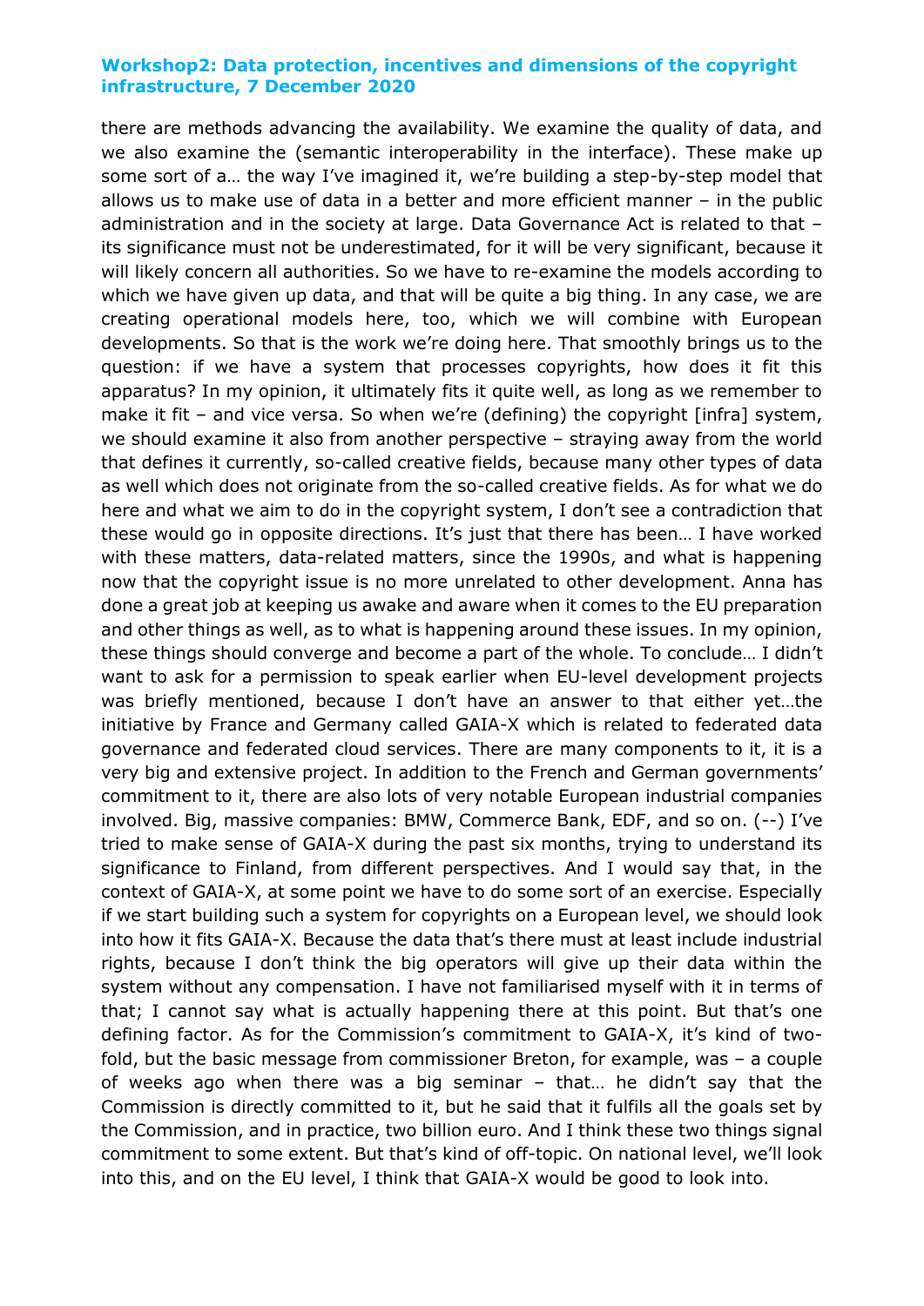there are methods advancing the availability. We examine the quality of data, and we also examine the (semantic interoperability in the interface). These make up some sort of a… the way I've imagined it, we're building a step-by-step model that allows us to make use of data in a better and more efficient manner – in the public administration and in the society at large. Data Governance Act is related to that – its significance must not be underestimated, for it will be very significant, because it will likely concern all authorities. So we have to re-examine the models according to which we have given up data, and that will be quite a big thing. In any case, we are creating operational models here, too, which we will combine with European developments. So that is the work we're doing here. That smoothly brings us to the question: if we have a system that processes copyrights, how does it fit this apparatus? In my opinion, it ultimately fits it quite well, as long as we remember to make it fit – and vice versa. So when we're (defining) the copyright [infra] system, we should examine it also from another perspective – straying away from the world that defines it currently, so-called creative fields, because many other types of data as well which does not originate from the so-called creative fields. As for what we do here and what we aim to do in the copyright system, I don't see a contradiction that these would go in opposite directions. It's just that there has been… I have worked with these matters, data-related matters, since the 1990s, and what is happening now that the copyright issue is no more unrelated to other development. Anna has done a great job at keeping us awake and aware when it comes to the EU preparation and other things as well, as to what is happening around these issues. In my opinion, these things should converge and become a part of the whole. To conclude… I didn't want to ask for a permission to speak earlier when EU-level development projects was briefly mentioned, because I don't have an answer to that either yet…the initiative by France and Germany called GAIA-X which is related to federated data governance and federated cloud services. There are many components to it, it is a very big and extensive project. In addition to the French and German governments' commitment to it, there are also lots of very notable European industrial companies involved. Big, massive companies: BMW, Commerce Bank, EDF, and so on. (--) I've tried to make sense of GAIA-X during the past six months, trying to understand its significance to Finland, from different perspectives. And I would say that, in the context of GAIA-X, at some point we have to do some sort of an exercise. Especially if we start building such a system for copyrights on a European level, we should look into how it fits GAIA-X. Because the data that's there must at least include industrial rights, because I don't think the big operators will give up their data within the system without any compensation. I have not familiarised myself with it in terms of that; I cannot say what is actually happening there at this point. But that's one defining factor. As for the Commission's commitment to GAIA-X, it's kind of two-fold, but the basic message from commissioner Breton, for example, was – a couple of weeks ago when there was a big seminar – that… he didn't say that the Commission is directly committed to it, but he said that it fulfils all the goals set by the Commission, and in practice, two billion euro. And I think these two things signal commitment to some extent. But that's kind of off-topic. On national level, we'll look into this, and on the EU level, I think that GAIA-X would be good to look into.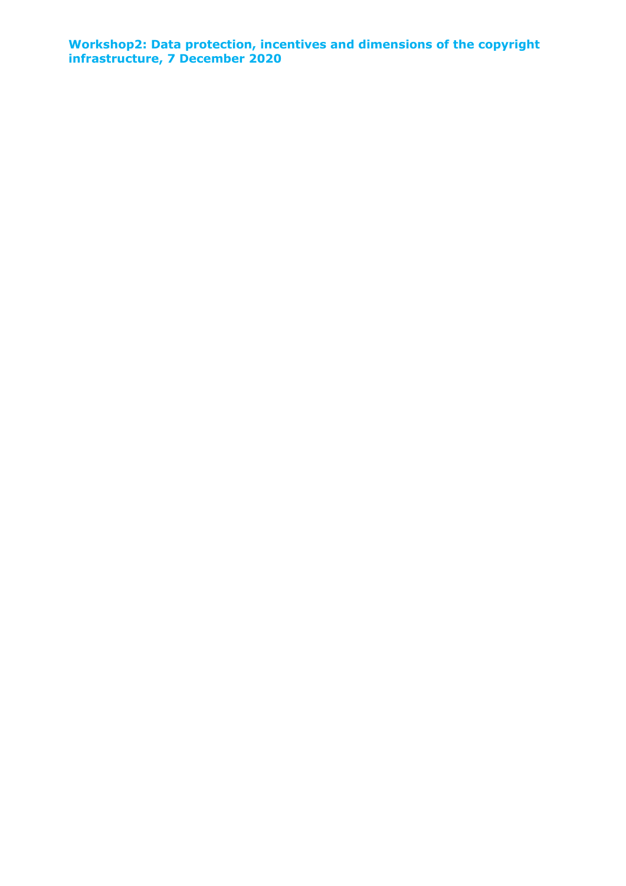**Workshop2: Data protection, incentives and dimensions of the copyright infrastructure, 7 December 2020**